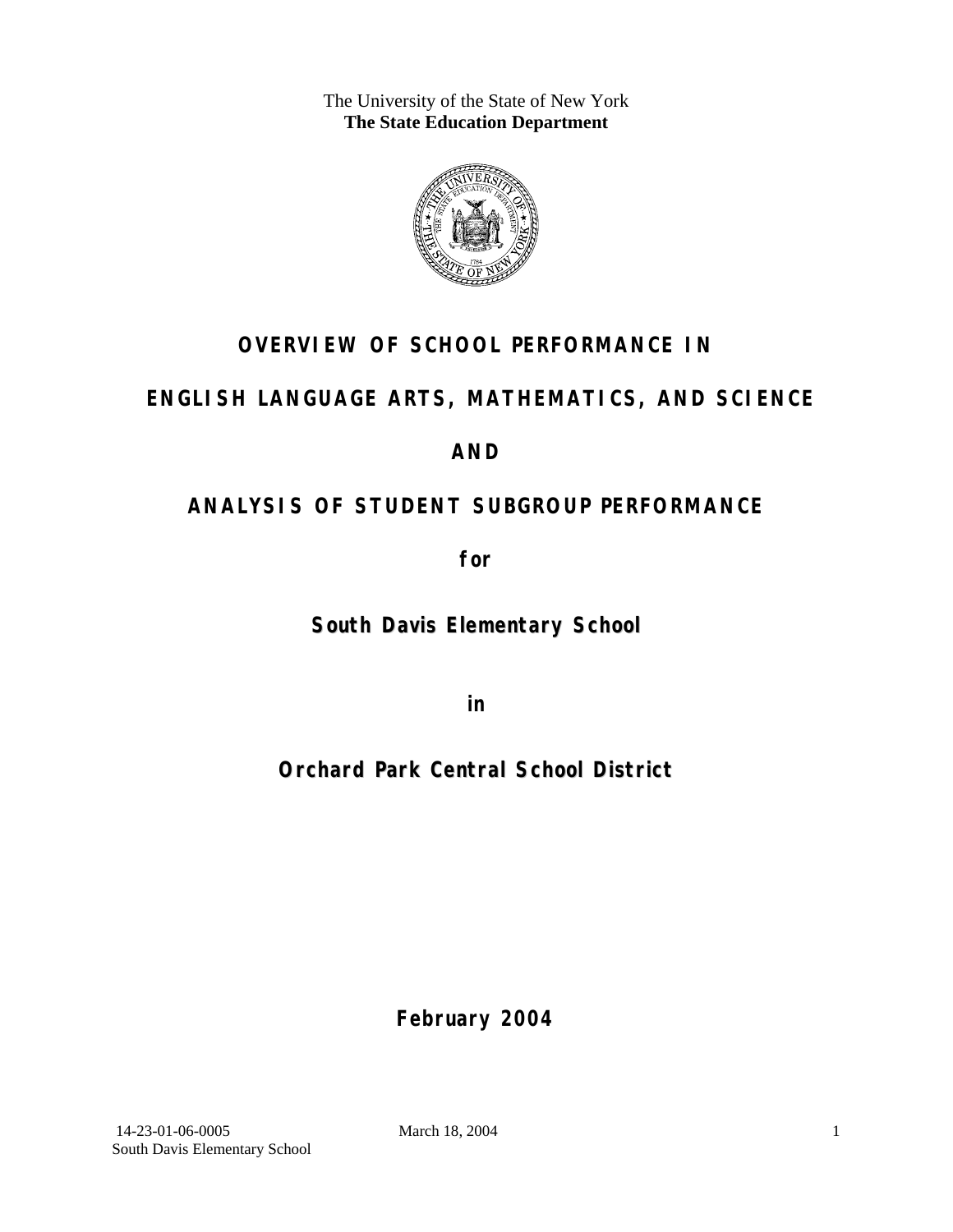The University of the State of New York
**The State Education Department**

# OVERVIEW OF SCHOOL PERFORMANCE IN

# ENGLISH LANGUAGE ARTS, MATHEMATICS, AND SCIENCE

# AND

# ANALYSIS OF STUDENT SUBGROUP PERFORMANCE

**for**

## South Davis Elementary School

**in**

## Orchard Park Central School District

**February 2004**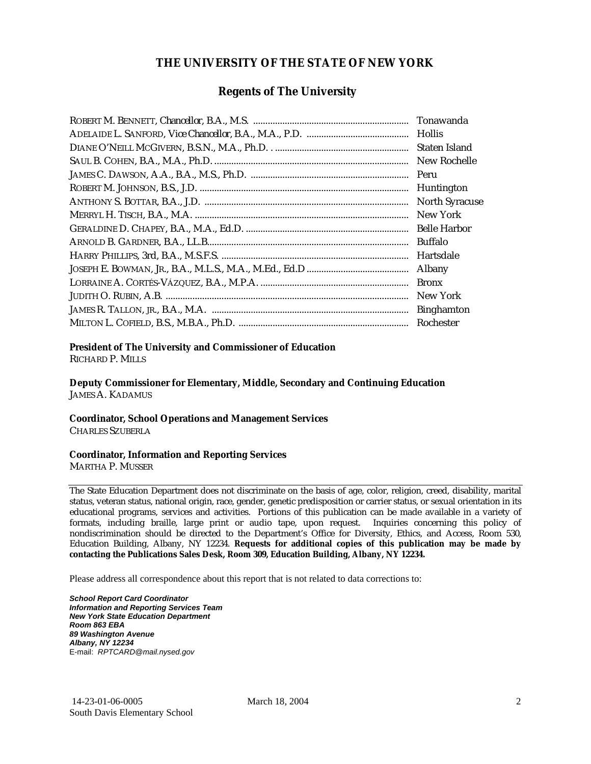## THE UNIVERSITY OF THE STATE OF NEW YORK

### Regents of The University

| | |
|---|---|
| ROBERT M. BENNETT, *Chancellor*, B.A., M.S. | Tonawanda |
| ADELAIDE L. SANFORD, *Vice Chancellor*, B.A., M.A., P.D. | Hollis |
| DIANE O'NEILL MCGIVERN, B.S.N., M.A., Ph.D. | Staten Island |
| SAUL B. COHEN, B.A., M.A., Ph.D. | New Rochelle |
| JAMES C. DAWSON, A.A., B.A., M.S., Ph.D. | Peru |
| ROBERT M. JOHNSON, B.S., J.D. | Huntington |
| ANTHONY S. BOTTAR, B.A., J.D. | North Syracuse |
| MERRYL H. TISCH, B.A., M.A. | New York |
| GERALDINE D. CHAPEY, B.A., M.A., Ed.D. | Belle Harbor |
| ARNOLD B. GARDNER, B.A., LL.B. | Buffalo |
| HARRY PHILLIPS, 3rd, B.A., M.S.F.S. | Hartsdale |
| JOSEPH E. BOWMAN, JR., B.A., M.L.S., M.A., M.Ed., Ed.D | Albany |
| LORRAINE A. CORTÉS-VÁZQUEZ, B.A., M.P.A. | Bronx |
| JUDITH O. RUBIN, A.B. | New York |
| JAMES R. TALLON, JR., B.A., M.A. | Binghamton |
| MILTON L. COFIELD, B.S., M.B.A., Ph.D. | Rochester |

**President of The University and Commissioner of Education**
RICHARD P. MILLS

**Deputy Commissioner for Elementary, Middle, Secondary and Continuing Education**
JAMES A. KADAMUS

**Coordinator, School Operations and Management Services**
CHARLES SZUBERLA

**Coordinator, Information and Reporting Services**
MARTHA P. MUSSER

---

The State Education Department does not discriminate on the basis of age, color, religion, creed, disability, marital status, veteran status, national origin, race, gender, genetic predisposition or carrier status, or sexual orientation in its educational programs, services and activities. Portions of this publication can be made available in a variety of formats, including braille, large print or audio tape, upon request. Inquiries concerning this policy of nondiscrimination should be directed to the Department's Office for Diversity, Ethics, and Access, Room 530, Education Building, Albany, NY 12234. **Requests for additional copies of this publication may be made by contacting the Publications Sales Desk, Room 309, Education Building, Albany, NY 12234.**

Please address all correspondence about this report that is not related to data corrections to:

***School Report Card Coordinator***
***Information and Reporting Services Team***
***New York State Education Department***
***Room 863 EBA***
***89 Washington Avenue***
***Albany, NY 12234***
E-mail: *RPTCARD@mail.nysed.gov*

14-23-01-06-0005 March 18, 2004
South Davis Elementary School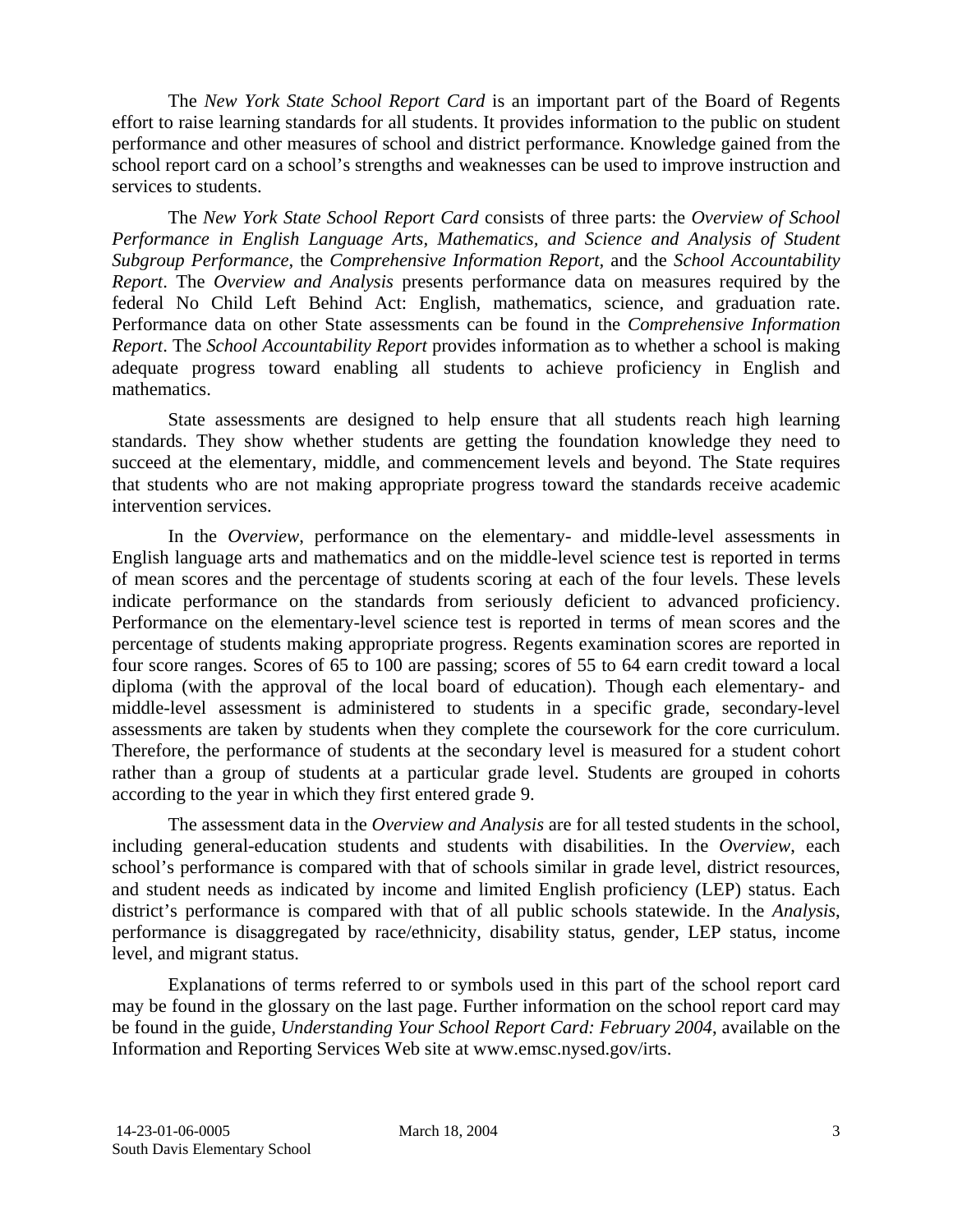The *New York State School Report Card* is an important part of the Board of Regents effort to raise learning standards for all students. It provides information to the public on student performance and other measures of school and district performance. Knowledge gained from the school report card on a school's strengths and weaknesses can be used to improve instruction and services to students.

The *New York State School Report Card* consists of three parts: the *Overview of School Performance in English Language Arts, Mathematics, and Science and Analysis of Student Subgroup Performance,* the *Comprehensive Information Report,* and the *School Accountability Report*. The *Overview and Analysis* presents performance data on measures required by the federal No Child Left Behind Act: English, mathematics, science, and graduation rate. Performance data on other State assessments can be found in the *Comprehensive Information Report*. The *School Accountability Report* provides information as to whether a school is making adequate progress toward enabling all students to achieve proficiency in English and mathematics.

State assessments are designed to help ensure that all students reach high learning standards. They show whether students are getting the foundation knowledge they need to succeed at the elementary, middle, and commencement levels and beyond. The State requires that students who are not making appropriate progress toward the standards receive academic intervention services.

In the *Overview*, performance on the elementary- and middle-level assessments in English language arts and mathematics and on the middle-level science test is reported in terms of mean scores and the percentage of students scoring at each of the four levels. These levels indicate performance on the standards from seriously deficient to advanced proficiency. Performance on the elementary-level science test is reported in terms of mean scores and the percentage of students making appropriate progress. Regents examination scores are reported in four score ranges. Scores of 65 to 100 are passing; scores of 55 to 64 earn credit toward a local diploma (with the approval of the local board of education). Though each elementary- and middle-level assessment is administered to students in a specific grade, secondary-level assessments are taken by students when they complete the coursework for the core curriculum. Therefore, the performance of students at the secondary level is measured for a student cohort rather than a group of students at a particular grade level. Students are grouped in cohorts according to the year in which they first entered grade 9.

The assessment data in the *Overview and Analysis* are for all tested students in the school, including general-education students and students with disabilities. In the *Overview*, each school's performance is compared with that of schools similar in grade level, district resources, and student needs as indicated by income and limited English proficiency (LEP) status. Each district's performance is compared with that of all public schools statewide. In the *Analysis*, performance is disaggregated by race/ethnicity, disability status, gender, LEP status, income level, and migrant status.

Explanations of terms referred to or symbols used in this part of the school report card may be found in the glossary on the last page. Further information on the school report card may be found in the guide, *Understanding Your School Report Card: February 2004*, available on the Information and Reporting Services Web site at www.emsc.nysed.gov/irts.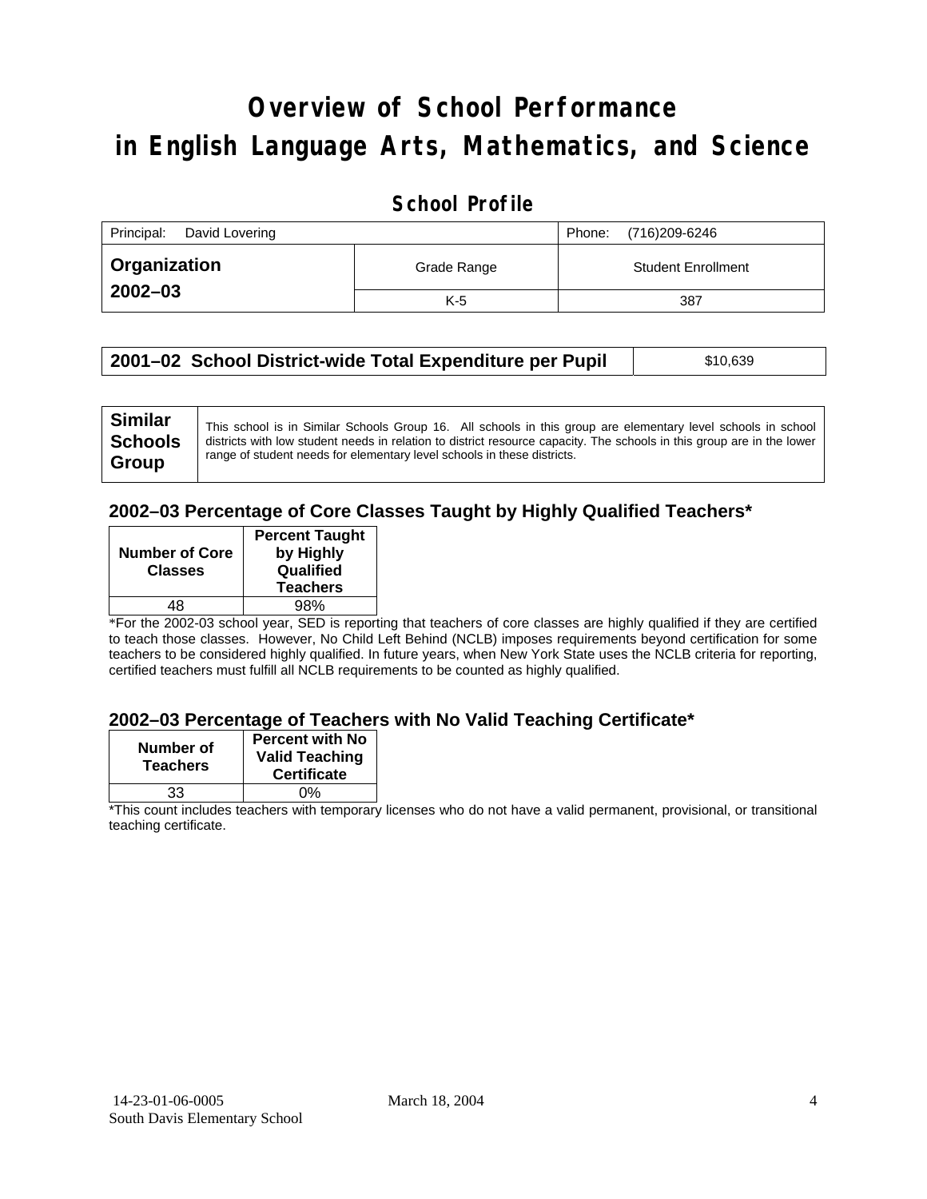# Overview of School Performance in English Language Arts, Mathematics, and Science

## School Profile

| Principal: David Lovering | | Phone: (716)209-6246 |
|---|---|---|
| **Organization 2002–03** | Grade Range | Student Enrollment |
| | K-5 | 387 |

| **2001–02 School District-wide Total Expenditure per Pupil** | $10,639 |
|---|---|

| **Similar Schools Group** | This school is in Similar Schools Group 16. All schools in this group are elementary level schools in school districts with low student needs in relation to district resource capacity. The schools in this group are in the lower range of student needs for elementary level schools in these districts. |
|---|---|

### 2002–03 Percentage of Core Classes Taught by Highly Qualified Teachers*

| Number of Core Classes | Percent Taught by Highly Qualified Teachers |
|---|---|
| 48 | 98% |

*For the 2002-03 school year, SED is reporting that teachers of core classes are highly qualified if they are certified to teach those classes. However, No Child Left Behind (NCLB) imposes requirements beyond certification for some teachers to be considered highly qualified. In future years, when New York State uses the NCLB criteria for reporting, certified teachers must fulfill all NCLB requirements to be counted as highly qualified.

### 2002–03 Percentage of Teachers with No Valid Teaching Certificate*

| Number of Teachers | Percent with No Valid Teaching Certificate |
|---|---|
| 33 | 0% |

*This count includes teachers with temporary licenses who do not have a valid permanent, provisional, or transitional teaching certificate.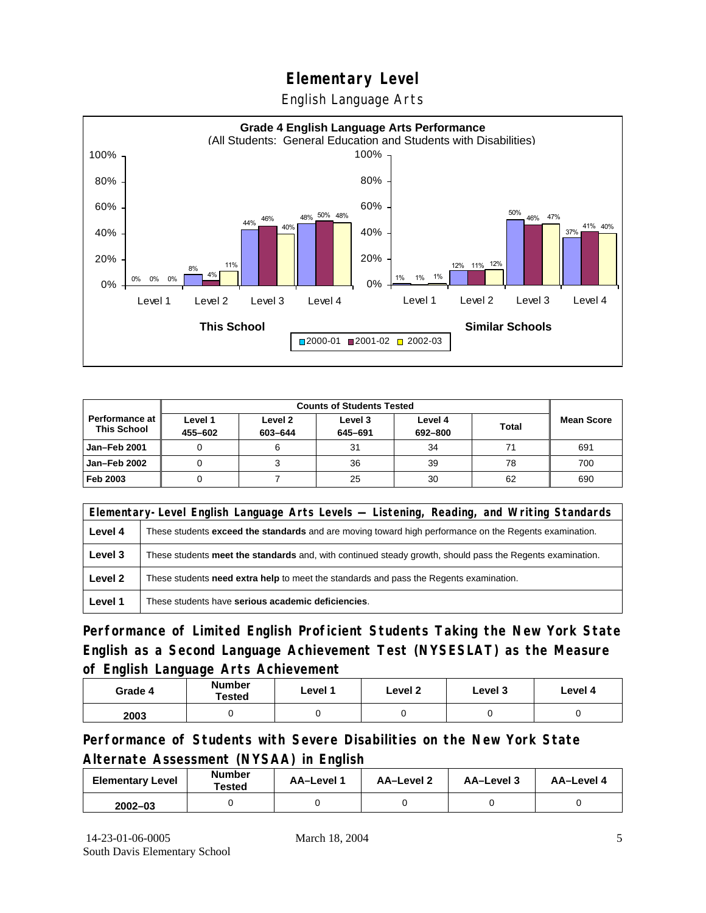# Elementary Level

## English Language Arts

**Grade 4 English Language Arts Performance**
(All Students: General Education and Students with Disabilities)

| | This School 2000-01 | This School 2001-02 | This School 2002-03 | Similar Schools 2000-01 | Similar Schools 2001-02 | Similar Schools 2002-03 |
|---|---|---|---|---|---|---|
| Level 1 | 0% | 0% | 0% | 1% | 1% | 1% |
| Level 2 | 8% | 4% | 11% | 12% | 11% | 12% |
| Level 3 | 44% | 46% | 40% | 50% | 46% | 47% |
| Level 4 | 48% | 50% | 48% | 37% | 41% | 40% |

| Performance at This School | Counts of Students Tested | | | | | Mean Score |
|---|---|---|---|---|---|---|
| | Level 1 455–602 | Level 2 603–644 | Level 3 645–691 | Level 4 692–800 | Total | |
| Jan–Feb 2001 | 0 | 6 | 31 | 34 | 71 | 691 |
| Jan–Feb 2002 | 0 | 3 | 36 | 39 | 78 | 700 |
| Feb 2003 | 0 | 7 | 25 | 30 | 62 | 690 |

| Elementary-Level English Language Arts Levels — Listening, Reading, and Writing Standards | |
|---|---|
| Level 4 | These students **exceed the standards** and are moving toward high performance on the Regents examination. |
| Level 3 | These students **meet the standards** and, with continued steady growth, should pass the Regents examination. |
| Level 2 | These students **need extra help** to meet the standards and pass the Regents examination. |
| Level 1 | These students have **serious academic deficiencies**. |

## Performance of Limited English Proficient Students Taking the New York State English as a Second Language Achievement Test (NYSESLAT) as the Measure of English Language Arts Achievement

| Grade 4 | Number Tested | Level 1 | Level 2 | Level 3 | Level 4 |
|---|---|---|---|---|---|
| 2003 | 0 | 0 | 0 | 0 | 0 |

## Performance of Students with Severe Disabilities on the New York State Alternate Assessment (NYSAA) in English

| Elementary Level | Number Tested | AA–Level 1 | AA–Level 2 | AA–Level 3 | AA–Level 4 |
|---|---|---|---|---|---|
| 2002–03 | 0 | 0 | 0 | 0 | 0 |

14-23-01-06-0005 March 18, 2004
South Davis Elementary School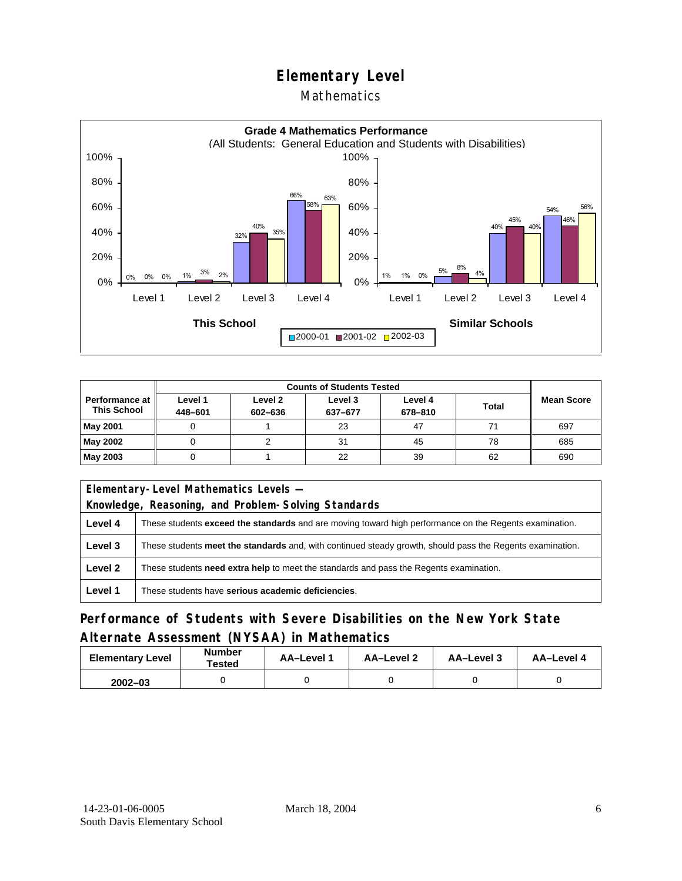# Elementary Level

## Mathematics

**Grade 4 Mathematics Performance**
(All Students: General Education and Students with Disabilities)

| | This School 2000-01 | This School 2001-02 | This School 2002-03 | Similar Schools 2000-01 | Similar Schools 2001-02 | Similar Schools 2002-03 |
|---|---|---|---|---|---|---|
| Level 1 | 0% | 0% | 0% | 1% | 1% | 0% |
| Level 2 | 1% | 3% | 2% | 5% | 8% | 4% |
| Level 3 | 32% | 40% | 35% | 40% | 45% | 40% |
| Level 4 | 66% | 58% | 63% | 54% | 46% | 56% |

| Performance at This School | Counts of Students Tested | | | | | Mean Score |
|---|---|---|---|---|---|---|
| | Level 1 448–601 | Level 2 602–636 | Level 3 637–677 | Level 4 678–810 | Total | |
| **May 2001** | 0 | 1 | 23 | 47 | 71 | 697 |
| **May 2002** | 0 | 2 | 31 | 45 | 78 | 685 |
| **May 2003** | 0 | 1 | 22 | 39 | 62 | 690 |

| Elementary-Level Mathematics Levels — Knowledge, Reasoning, and Problem-Solving Standards | |
|---|---|
| **Level 4** | These students **exceed the standards** and are moving toward high performance on the Regents examination. |
| **Level 3** | These students **meet the standards** and, with continued steady growth, should pass the Regents examination. |
| **Level 2** | These students **need extra help** to meet the standards and pass the Regents examination. |
| **Level 1** | These students have **serious academic deficiencies**. |

## Performance of Students with Severe Disabilities on the New York State Alternate Assessment (NYSAA) in Mathematics

| Elementary Level | Number Tested | AA–Level 1 | AA–Level 2 | AA–Level 3 | AA–Level 4 |
|---|---|---|---|---|---|
| **2002–03** | 0 | 0 | 0 | 0 | 0 |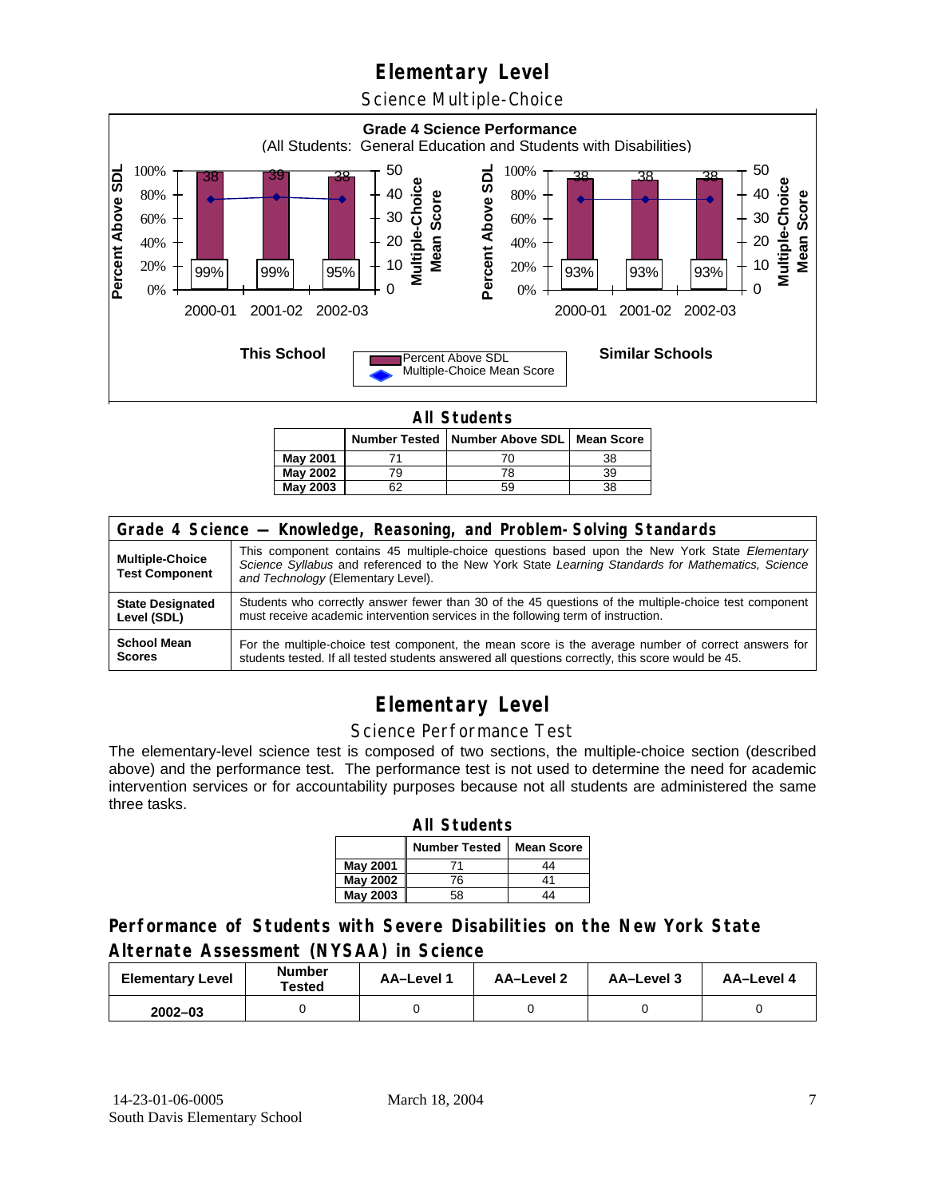# Elementary Level

## Science Multiple-Choice

**Grade 4 Science Performance**
(All Students: General Education and Students with Disabilities)

**This School**

| | 2000-01 | 2001-02 | 2002-03 |
|---|---|---|---|
| Percent Above SDL | 99% | 99% | 95% |
| Multiple-Choice Mean Score | 38 | 39 | 38 |

**Similar Schools**

| | 2000-01 | 2001-02 | 2002-03 |
|---|---|---|---|
| Percent Above SDL | 93% | 93% | 93% |
| Multiple-Choice Mean Score | 38 | 38 | 38 |

**All Students**

| | Number Tested | Number Above SDL | Mean Score |
|---|---|---|---|
| **May 2001** | 71 | 70 | 38 |
| **May 2002** | 79 | 78 | 39 |
| **May 2003** | 62 | 59 | 38 |

| Grade 4 Science — Knowledge, Reasoning, and Problem-Solving Standards | |
|---|---|
| **Multiple-Choice Test Component** | This component contains 45 multiple-choice questions based upon the New York State *Elementary Science Syllabus* and referenced to the New York State *Learning Standards for Mathematics, Science and Technology* (Elementary Level). |
| **State Designated Level (SDL)** | Students who correctly answer fewer than 30 of the 45 questions of the multiple-choice test component must receive academic intervention services in the following term of instruction. |
| **School Mean Scores** | For the multiple-choice test component, the mean score is the average number of correct answers for students tested. If all tested students answered all questions correctly, this score would be 45. |

# Elementary Level

## Science Performance Test

The elementary-level science test is composed of two sections, the multiple-choice section (described above) and the performance test. The performance test is not used to determine the need for academic intervention services or for accountability purposes because not all students are administered the same three tasks.

**All Students**

| | Number Tested | Mean Score |
|---|---|---|
| **May 2001** | 71 | 44 |
| **May 2002** | 76 | 41 |
| **May 2003** | 58 | 44 |

### Performance of Students with Severe Disabilities on the New York State Alternate Assessment (NYSAA) in Science

| Elementary Level | Number Tested | AA–Level 1 | AA–Level 2 | AA–Level 3 | AA–Level 4 |
|---|---|---|---|---|---|
| **2002–03** | 0 | 0 | 0 | 0 | 0 |

14-23-01-06-0005
South Davis Elementary School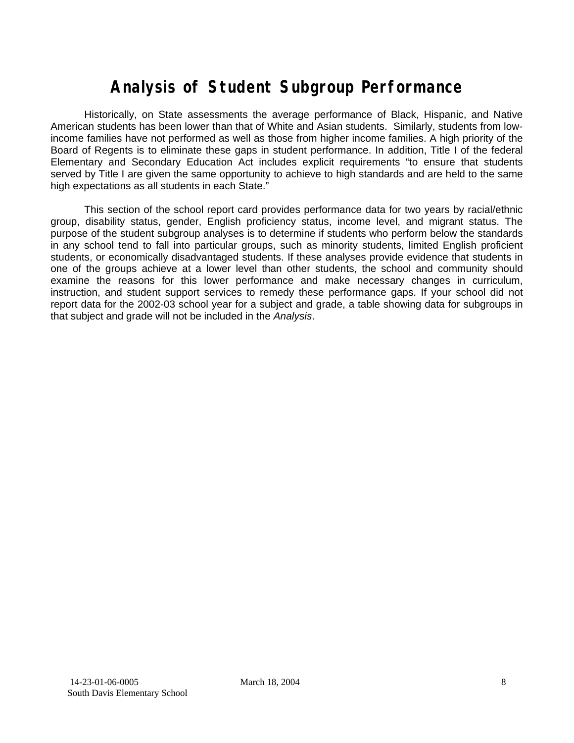# Analysis of Student Subgroup Performance

Historically, on State assessments the average performance of Black, Hispanic, and Native American students has been lower than that of White and Asian students. Similarly, students from low-income families have not performed as well as those from higher income families. A high priority of the Board of Regents is to eliminate these gaps in student performance. In addition, Title I of the federal Elementary and Secondary Education Act includes explicit requirements "to ensure that students served by Title I are given the same opportunity to achieve to high standards and are held to the same high expectations as all students in each State."

This section of the school report card provides performance data for two years by racial/ethnic group, disability status, gender, English proficiency status, income level, and migrant status. The purpose of the student subgroup analyses is to determine if students who perform below the standards in any school tend to fall into particular groups, such as minority students, limited English proficient students, or economically disadvantaged students. If these analyses provide evidence that students in one of the groups achieve at a lower level than other students, the school and community should examine the reasons for this lower performance and make necessary changes in curriculum, instruction, and student support services to remedy these performance gaps. If your school did not report data for the 2002-03 school year for a subject and grade, a table showing data for subgroups in that subject and grade will not be included in the *Analysis*.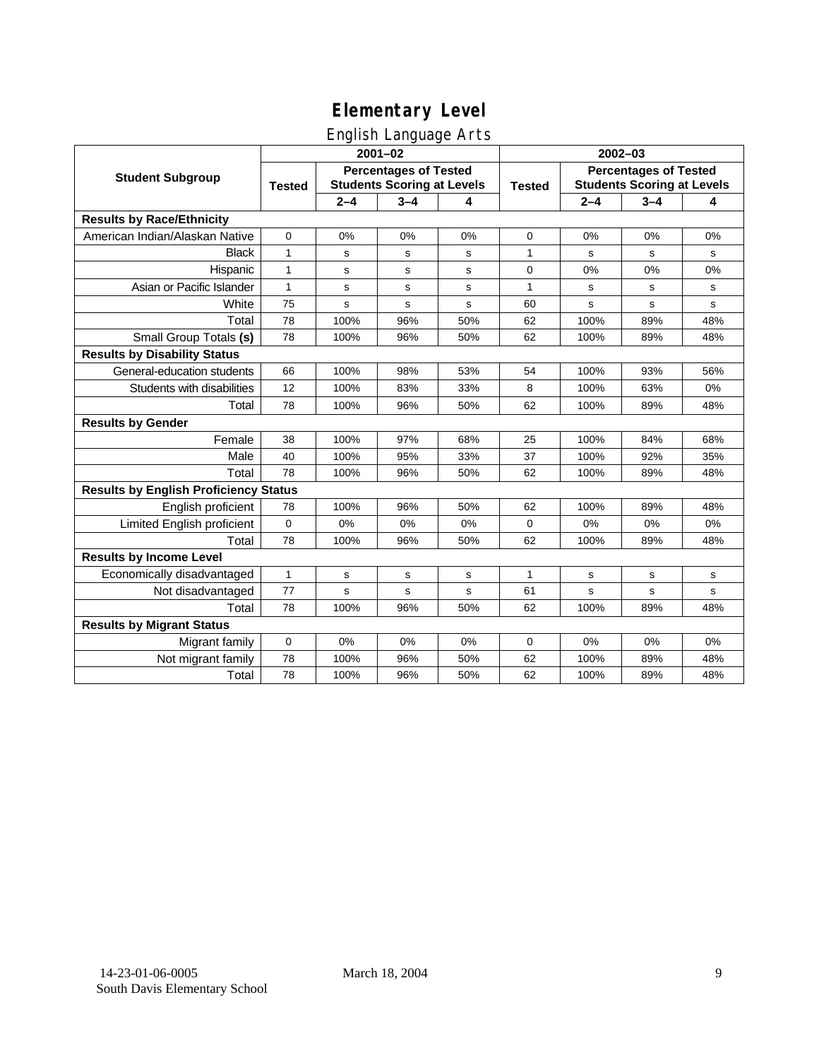# Elementary Level

## English Language Arts

| Student Subgroup | 2001–02 | | | | 2002–03 | | | |
|---|---|---|---|---|---|---|---|---|
| | Tested | Percentages of Tested Students Scoring at Levels | | | Tested | Percentages of Tested Students Scoring at Levels | | |
| | | 2–4 | 3–4 | 4 | | 2–4 | 3–4 | 4 |
| **Results by Race/Ethnicity** | | | | | | | | |
| American Indian/Alaskan Native | 0 | 0% | 0% | 0% | 0 | 0% | 0% | 0% |
| Black | 1 | s | s | s | 1 | s | s | s |
| Hispanic | 1 | s | s | s | 0 | 0% | 0% | 0% |
| Asian or Pacific Islander | 1 | s | s | s | 1 | s | s | s |
| White | 75 | s | s | s | 60 | s | s | s |
| Total | 78 | 100% | 96% | 50% | 62 | 100% | 89% | 48% |
| Small Group Totals **(s)** | 78 | 100% | 96% | 50% | 62 | 100% | 89% | 48% |
| **Results by Disability Status** | | | | | | | | |
| General-education students | 66 | 100% | 98% | 53% | 54 | 100% | 93% | 56% |
| Students with disabilities | 12 | 100% | 83% | 33% | 8 | 100% | 63% | 0% |
| Total | 78 | 100% | 96% | 50% | 62 | 100% | 89% | 48% |
| **Results by Gender** | | | | | | | | |
| Female | 38 | 100% | 97% | 68% | 25 | 100% | 84% | 68% |
| Male | 40 | 100% | 95% | 33% | 37 | 100% | 92% | 35% |
| Total | 78 | 100% | 96% | 50% | 62 | 100% | 89% | 48% |
| **Results by English Proficiency Status** | | | | | | | | |
| English proficient | 78 | 100% | 96% | 50% | 62 | 100% | 89% | 48% |
| Limited English proficient | 0 | 0% | 0% | 0% | 0 | 0% | 0% | 0% |
| Total | 78 | 100% | 96% | 50% | 62 | 100% | 89% | 48% |
| **Results by Income Level** | | | | | | | | |
| Economically disadvantaged | 1 | s | s | s | 1 | s | s | s |
| Not disadvantaged | 77 | s | s | s | 61 | s | s | s |
| Total | 78 | 100% | 96% | 50% | 62 | 100% | 89% | 48% |
| **Results by Migrant Status** | | | | | | | | |
| Migrant family | 0 | 0% | 0% | 0% | 0 | 0% | 0% | 0% |
| Not migrant family | 78 | 100% | 96% | 50% | 62 | 100% | 89% | 48% |
| Total | 78 | 100% | 96% | 50% | 62 | 100% | 89% | 48% |

14-23-01-06-0005
South Davis Elementary School

March 18, 2004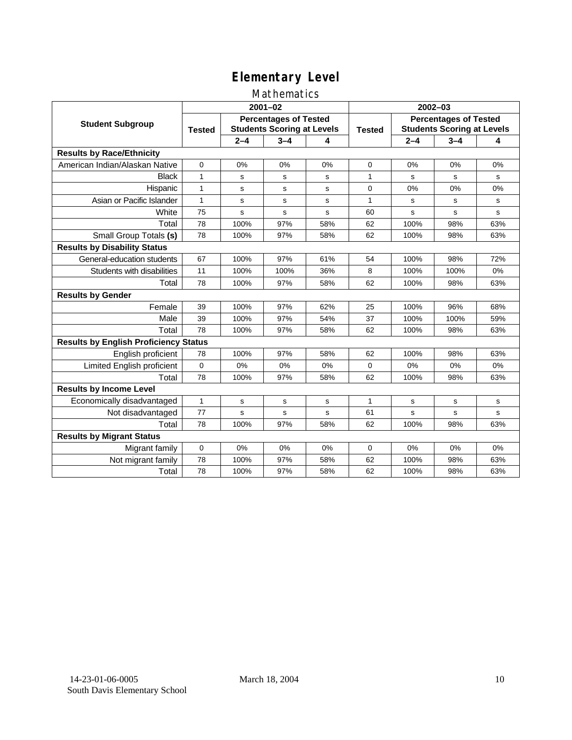# Elementary Level

## Mathematics

| Student Subgroup | 2001–02 | | | | 2002–03 | | | |
|---|---|---|---|---|---|---|---|---|
| | Tested | Percentages of Tested Students Scoring at Levels | | | Tested | Percentages of Tested Students Scoring at Levels | | |
| | | 2–4 | 3–4 | 4 | | 2–4 | 3–4 | 4 |
| **Results by Race/Ethnicity** | | | | | | | | |
| American Indian/Alaskan Native | 0 | 0% | 0% | 0% | 0 | 0% | 0% | 0% |
| Black | 1 | s | s | s | 1 | s | s | s |
| Hispanic | 1 | s | s | s | 0 | 0% | 0% | 0% |
| Asian or Pacific Islander | 1 | s | s | s | 1 | s | s | s |
| White | 75 | s | s | s | 60 | s | s | s |
| Total | 78 | 100% | 97% | 58% | 62 | 100% | 98% | 63% |
| Small Group Totals **(s)** | 78 | 100% | 97% | 58% | 62 | 100% | 98% | 63% |
| **Results by Disability Status** | | | | | | | | |
| General-education students | 67 | 100% | 97% | 61% | 54 | 100% | 98% | 72% |
| Students with disabilities | 11 | 100% | 100% | 36% | 8 | 100% | 100% | 0% |
| Total | 78 | 100% | 97% | 58% | 62 | 100% | 98% | 63% |
| **Results by Gender** | | | | | | | | |
| Female | 39 | 100% | 97% | 62% | 25 | 100% | 96% | 68% |
| Male | 39 | 100% | 97% | 54% | 37 | 100% | 100% | 59% |
| Total | 78 | 100% | 97% | 58% | 62 | 100% | 98% | 63% |
| **Results by English Proficiency Status** | | | | | | | | |
| English proficient | 78 | 100% | 97% | 58% | 62 | 100% | 98% | 63% |
| Limited English proficient | 0 | 0% | 0% | 0% | 0 | 0% | 0% | 0% |
| Total | 78 | 100% | 97% | 58% | 62 | 100% | 98% | 63% |
| **Results by Income Level** | | | | | | | | |
| Economically disadvantaged | 1 | s | s | s | 1 | s | s | s |
| Not disadvantaged | 77 | s | s | s | 61 | s | s | s |
| Total | 78 | 100% | 97% | 58% | 62 | 100% | 98% | 63% |
| **Results by Migrant Status** | | | | | | | | |
| Migrant family | 0 | 0% | 0% | 0% | 0 | 0% | 0% | 0% |
| Not migrant family | 78 | 100% | 97% | 58% | 62 | 100% | 98% | 63% |
| Total | 78 | 100% | 97% | 58% | 62 | 100% | 98% | 63% |

14-23-01-06-0005 March 18, 2004
South Davis Elementary School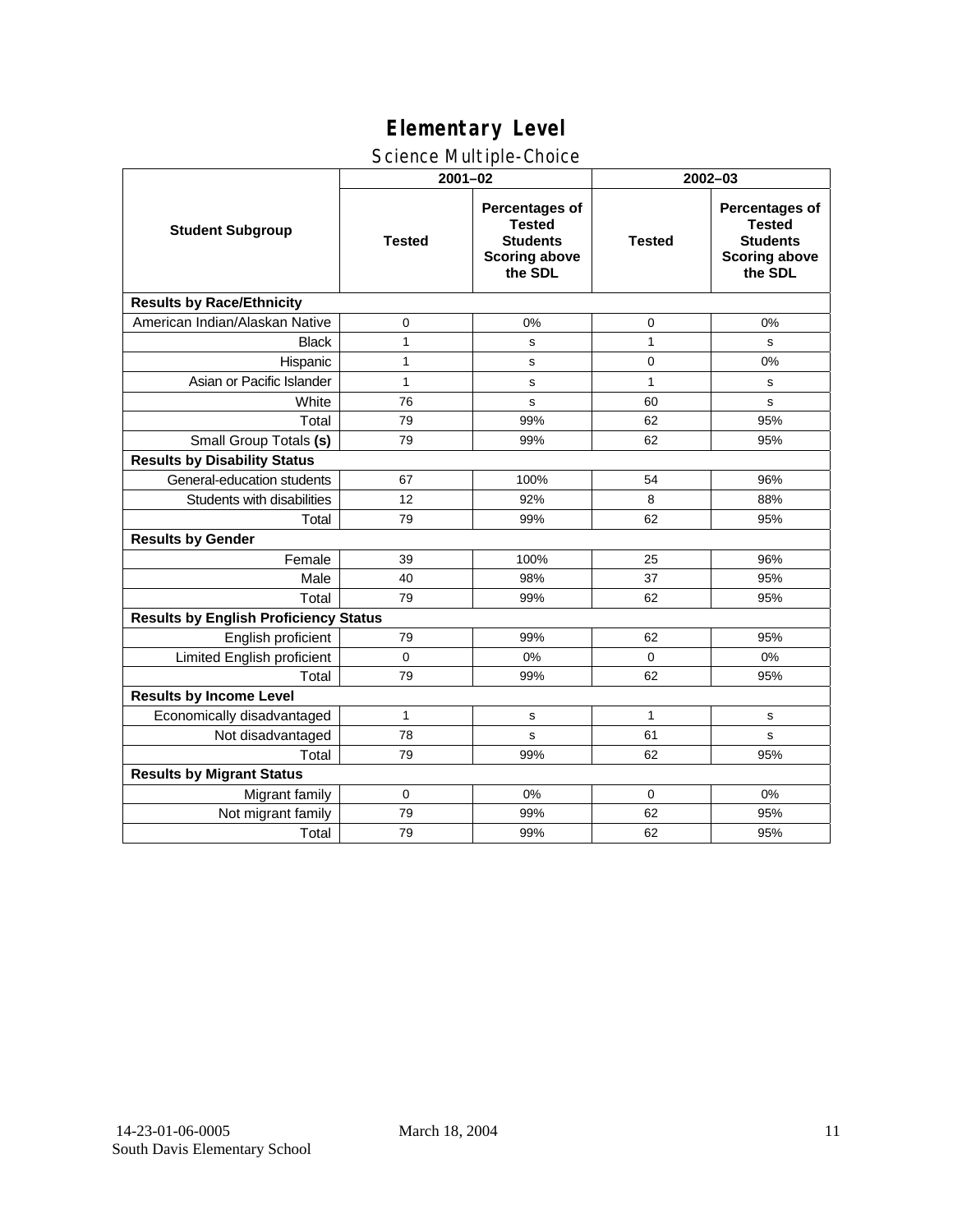# Elementary Level

## Science Multiple-Choice

| Student Subgroup | 2001–02 | | 2002–03 | |
|---|---|---|---|---|
| | Tested | Percentages of Tested Students Scoring above the SDL | Tested | Percentages of Tested Students Scoring above the SDL |
| **Results by Race/Ethnicity** | | | | |
| American Indian/Alaskan Native | 0 | 0% | 0 | 0% |
| Black | 1 | s | 1 | s |
| Hispanic | 1 | s | 0 | 0% |
| Asian or Pacific Islander | 1 | s | 1 | s |
| White | 76 | s | 60 | s |
| Total | 79 | 99% | 62 | 95% |
| Small Group Totals **(s)** | 79 | 99% | 62 | 95% |
| **Results by Disability Status** | | | | |
| General-education students | 67 | 100% | 54 | 96% |
| Students with disabilities | 12 | 92% | 8 | 88% |
| Total | 79 | 99% | 62 | 95% |
| **Results by Gender** | | | | |
| Female | 39 | 100% | 25 | 96% |
| Male | 40 | 98% | 37 | 95% |
| Total | 79 | 99% | 62 | 95% |
| **Results by English Proficiency Status** | | | | |
| English proficient | 79 | 99% | 62 | 95% |
| Limited English proficient | 0 | 0% | 0 | 0% |
| Total | 79 | 99% | 62 | 95% |
| **Results by Income Level** | | | | |
| Economically disadvantaged | 1 | s | 1 | s |
| Not disadvantaged | 78 | s | 61 | s |
| Total | 79 | 99% | 62 | 95% |
| **Results by Migrant Status** | | | | |
| Migrant family | 0 | 0% | 0 | 0% |
| Not migrant family | 79 | 99% | 62 | 95% |
| Total | 79 | 99% | 62 | 95% |

14-23-01-06-0005 March 18, 2004
South Davis Elementary School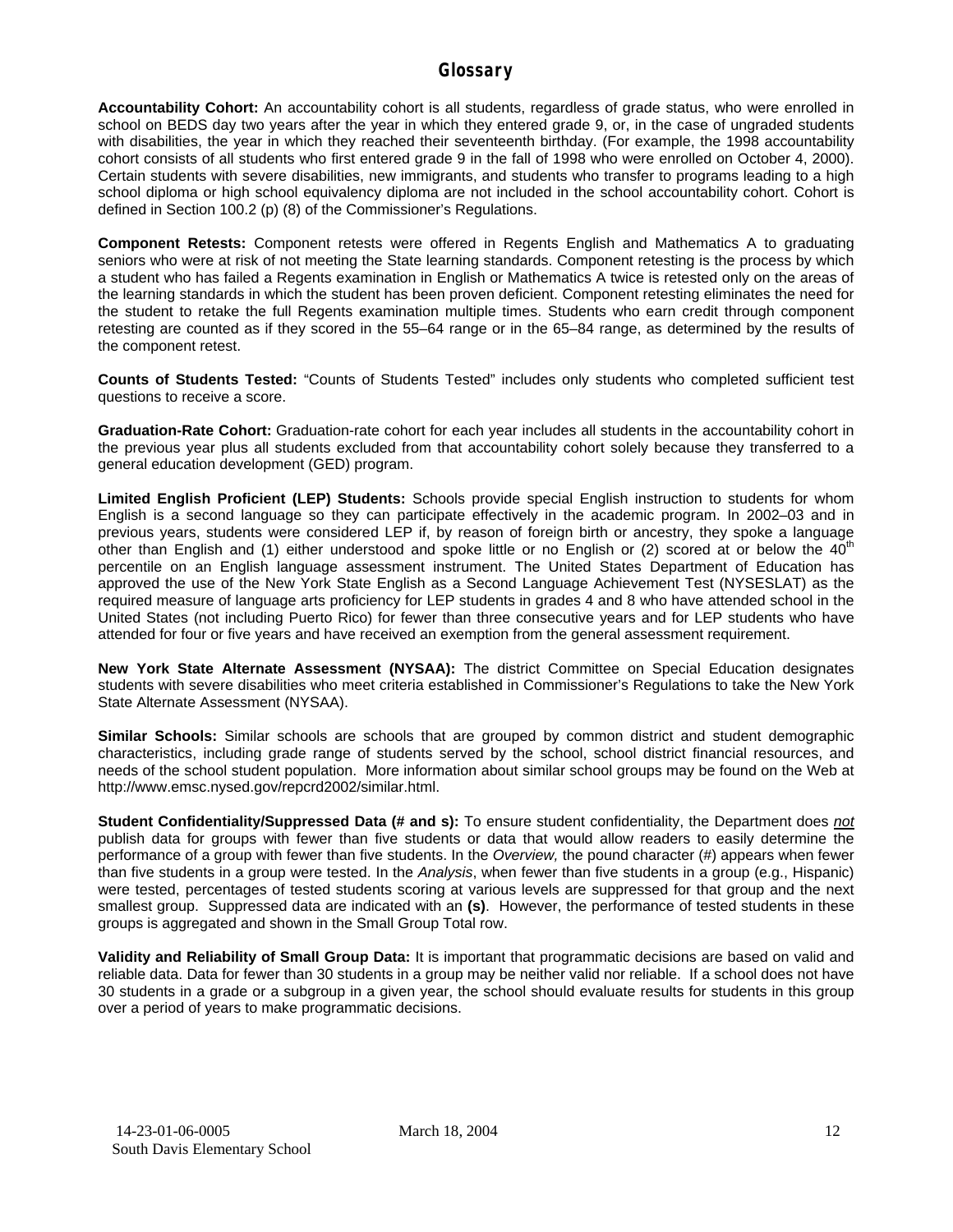# Glossary

**Accountability Cohort:** An accountability cohort is all students, regardless of grade status, who were enrolled in school on BEDS day two years after the year in which they entered grade 9, or, in the case of ungraded students with disabilities, the year in which they reached their seventeenth birthday. (For example, the 1998 accountability cohort consists of all students who first entered grade 9 in the fall of 1998 who were enrolled on October 4, 2000). Certain students with severe disabilities, new immigrants, and students who transfer to programs leading to a high school diploma or high school equivalency diploma are not included in the school accountability cohort. Cohort is defined in Section 100.2 (p) (8) of the Commissioner's Regulations.

**Component Retests:** Component retests were offered in Regents English and Mathematics A to graduating seniors who were at risk of not meeting the State learning standards. Component retesting is the process by which a student who has failed a Regents examination in English or Mathematics A twice is retested only on the areas of the learning standards in which the student has been proven deficient. Component retesting eliminates the need for the student to retake the full Regents examination multiple times. Students who earn credit through component retesting are counted as if they scored in the 55–64 range or in the 65–84 range, as determined by the results of the component retest.

**Counts of Students Tested:** "Counts of Students Tested" includes only students who completed sufficient test questions to receive a score.

**Graduation-Rate Cohort:** Graduation-rate cohort for each year includes all students in the accountability cohort in the previous year plus all students excluded from that accountability cohort solely because they transferred to a general education development (GED) program.

**Limited English Proficient (LEP) Students:** Schools provide special English instruction to students for whom English is a second language so they can participate effectively in the academic program. In 2002–03 and in previous years, students were considered LEP if, by reason of foreign birth or ancestry, they spoke a language other than English and (1) either understood and spoke little or no English or (2) scored at or below the 40th percentile on an English language assessment instrument. The United States Department of Education has approved the use of the New York State English as a Second Language Achievement Test (NYSESLAT) as the required measure of language arts proficiency for LEP students in grades 4 and 8 who have attended school in the United States (not including Puerto Rico) for fewer than three consecutive years and for LEP students who have attended for four or five years and have received an exemption from the general assessment requirement.

**New York State Alternate Assessment (NYSAA):** The district Committee on Special Education designates students with severe disabilities who meet criteria established in Commissioner's Regulations to take the New York State Alternate Assessment (NYSAA).

**Similar Schools:** Similar schools are schools that are grouped by common district and student demographic characteristics, including grade range of students served by the school, school district financial resources, and needs of the school student population. More information about similar school groups may be found on the Web at http://www.emsc.nysed.gov/repcrd2002/similar.html.

**Student Confidentiality/Suppressed Data (# and s):** To ensure student confidentiality, the Department does *not* publish data for groups with fewer than five students or data that would allow readers to easily determine the performance of a group with fewer than five students. In the *Overview,* the pound character (#) appears when fewer than five students in a group were tested. In the *Analysis*, when fewer than five students in a group (e.g., Hispanic) were tested, percentages of tested students scoring at various levels are suppressed for that group and the next smallest group. Suppressed data are indicated with an **(s)**. However, the performance of tested students in these groups is aggregated and shown in the Small Group Total row.

**Validity and Reliability of Small Group Data:** It is important that programmatic decisions are based on valid and reliable data. Data for fewer than 30 students in a group may be neither valid nor reliable. If a school does not have 30 students in a grade or a subgroup in a given year, the school should evaluate results for students in this group over a period of years to make programmatic decisions.